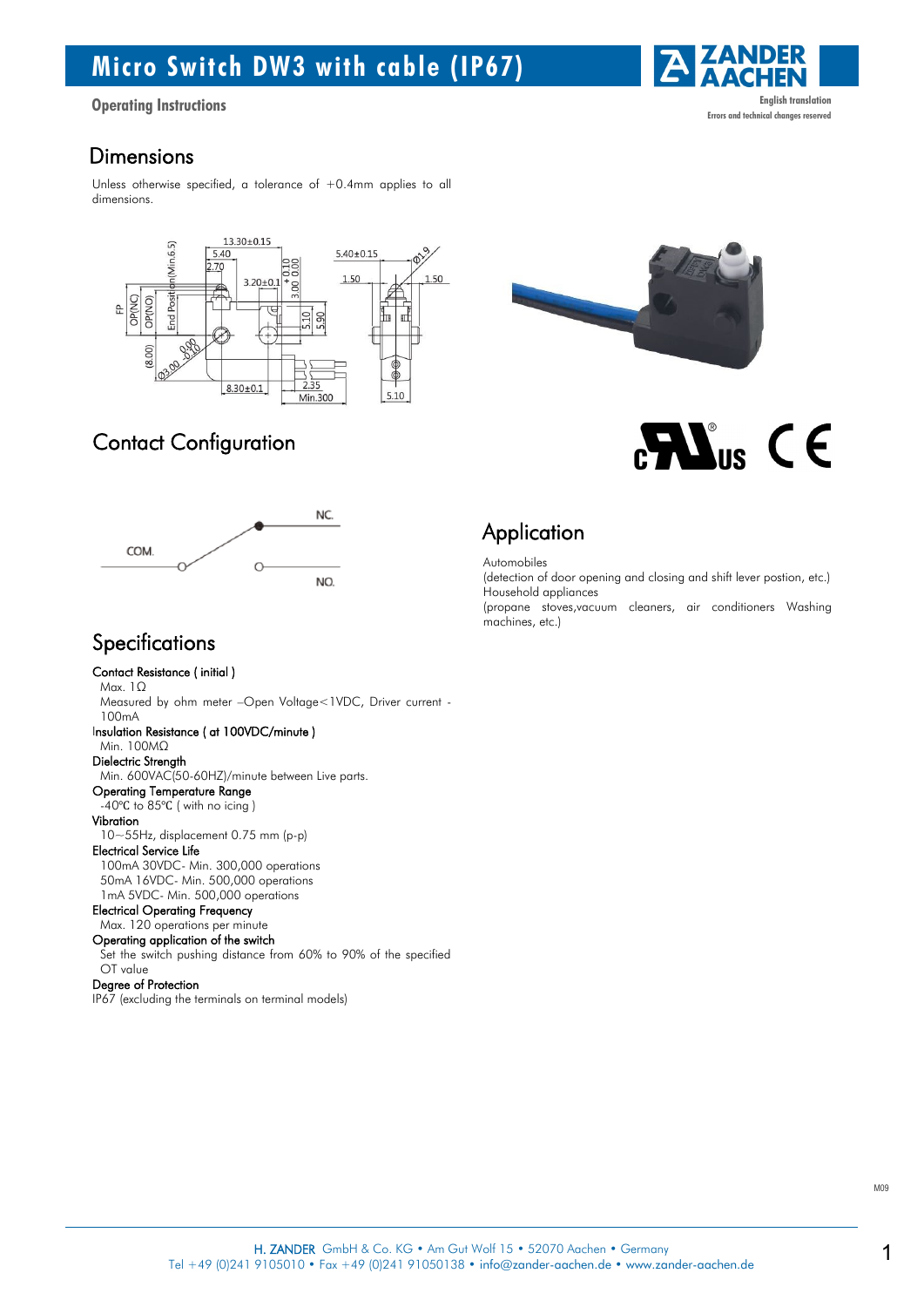# Micro Switch DW3 with cable (IP67)

Operating Instructions

English translation
Errors and technical changes reserved

## Dimensions

Unless otherwise specified, a tolerance of +0.4mm applies to all dimensions.

## Contact Configuration

## Application

Automobiles
(detection of door opening and closing and shift lever postion, etc.)
Household appliances
(propane stoves,vacuum cleaners, air conditioners Washing machines, etc.)

## Specifications

**Contact Resistance ( initial )**
Max. 1Ω
Measured by ohm meter –Open Voltage<1VDC, Driver current - 100mA

**Insulation Resistance ( at 100VDC/minute )**
Min. 100MΩ

**Dielectric Strength**
Min. 600VAC(50-60HZ)/minute between Live parts.

**Operating Temperature Range**
-40℃ to 85℃ ( with no icing )

**Vibration**
10~55Hz, displacement 0.75 mm (p-p)

**Electrical Service Life**
100mA 30VDC- Min. 300,000 operations
50mA 16VDC- Min. 500,000 operations
1mA 5VDC- Min. 500,000 operations

**Electrical Operating Frequency**
Max. 120 operations per minute

**Operating application of the switch**
Set the switch pushing distance from 60% to 90% of the specified OT value

**Degree of Protection**
IP67 (excluding the terminals on terminal models)

M09

H. ZANDER GmbH & Co. KG • Am Gut Wolf 15 • 52070 Aachen • Germany
Tel +49 (0)241 9105010 • Fax +49 (0)241 91050138 • info@zander-aachen.de • www.zander-aachen.de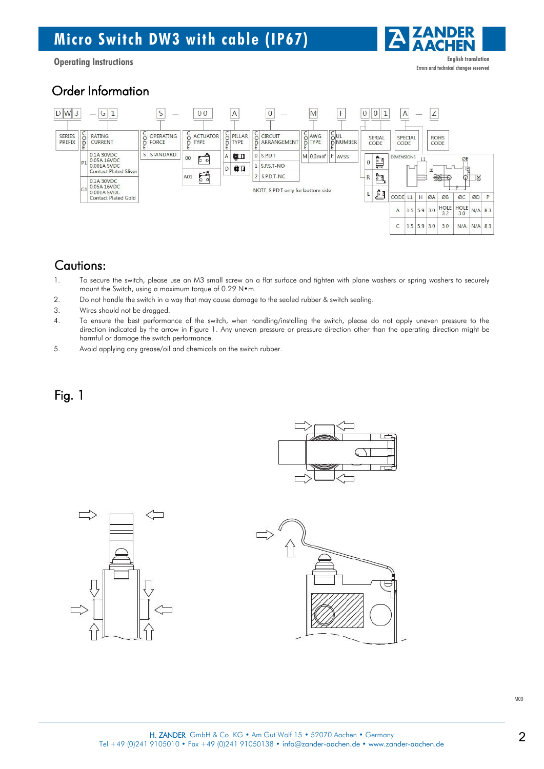# Micro Switch DW3 with cable (IP67)

Operating Instructions

English translation

Errors and technical changes reserved

## Order Information

DW3 — G1 S — 00 A 0 — M F 001 A — Z

| CODE | SERIES PREFIX |
|---|---|
| | DW3 |

| CODE | RATING CURRENT |
|---|---|
| P1 | 0.1A 30VDC, 0.05A 16VDC, 0.001A 5VDC, Contact Plated Sliver |
| G1 | 0.1A 30VDC, 0.05A 16VDC, 0.001A 5VDC, Contact Plated Gold |

| CODE | OPERATING FORCE |
|---|---|
| S | STANDARD |

| CODE | ACTUATOR TYPE |
|---|---|
| 00 | |
| A01 | |

| CODE | PILLAR TYPE |
|---|---|
| A | |
| D | |

| CODE | CIRCUIT ARRANGEMENT |
|---|---|
| 0 | S.P.D.T |
| 1 | S.P.S.T-NO |
| 2 | S.P.D.T-NC |

NOTE: S.P.D.T only for bottom side

| CODE | AWG TYPE |
|---|---|
| M | 0.3mm² |

| CODE | UL NUMBER |
|---|---|
| F | AVSS |

SERIAL CODE: 0, R, L

SPECIAL CODE

ROHS CODE

DIMENSIONS

| CODE | L1 | H | ØA | ØB | ØC | ØD | P |
|---|---|---|---|---|---|---|---|
| A | 1.5 | 5.9 | 3.0 | HOLE 3.2 | HOLE 3.0 | N/A | 8.3 |
| C | 1.5 | 5.9 | 3.0 | 3.0 | N/A | N/A | 8.3 |

## Cautions:

1. To secure the switch, please use an M3 small screw on a flat surface and tighten with plane washers or spring washers to securely mount the Switch, using a maximum torque of 0.29 N•m.
2. Do not handle the switch in a way that may cause damage to the sealed rubber & switch sealing.
3. Wires should not be dragged.
4. To ensure the best performance of the switch, when handling/installing the switch, please do not apply uneven pressure to the direction indicated by the arrow in Figure 1. Any uneven pressure or pressure direction other than the operating direction might be harmful or damage the switch performance.
5. Avoid applying any grease/oil and chemicals on the switch rubber.

## Fig. 1

M09

H. ZANDER GmbH & Co. KG • Am Gut Wolf 15 • 52070 Aachen • Germany
Tel +49 (0)241 9105010 • Fax +49 (0)241 91050138 • info@zander-aachen.de • www.zander-aachen.de